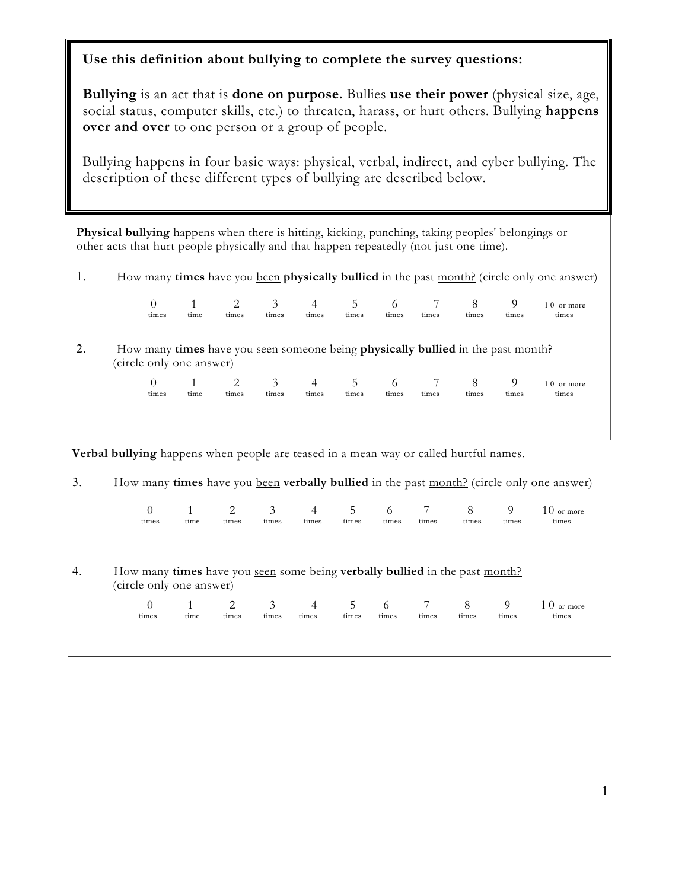**Use this definition about bullying to complete the survey questions:**

**Bullying** is an act that is **done on purpose.** Bullies **use their power** (physical size, age, social status, computer skills, etc.) to threaten, harass, or hurt others. Bullying **happens over and over** to one person or a group of people.

Bullying happens in four basic ways: physical, verbal, indirect, and cyber bullying. The description of these different types of bullying are described below.

**Physical bullying** happens when there is hitting, kicking, punching, taking peoples' belongings or other acts that hurt people physically and that happen repeatedly (not just one time).

1. How many **times** have you <u>been</u> **physically bullied** in the past <u>month?</u> (circle only one answer)

| 0 times | 1 time | 2 times | 3 times | 4 times | 5 times | 6 times | 7 times | 8 times | 9 times | 10 or more times |
|---|---|---|---|---|---|---|---|---|---|---|

2. How many **times** have you <u>seen</u> someone being **physically bullied** in the past <u>month?</u> (circle only one answer)

| 0 times | 1 time | 2 times | 3 times | 4 times | 5 times | 6 times | 7 times | 8 times | 9 times | 10 or more times |
|---|---|---|---|---|---|---|---|---|---|---|

**Verbal bullying** happens when people are teased in a mean way or called hurtful names.

3. How many **times** have you <u>been</u> **verbally bullied** in the past <u>month?</u> (circle only one answer)

| 0 times | 1 time | 2 times | 3 times | 4 times | 5 times | 6 times | 7 times | 8 times | 9 times | 10 or more times |
|---|---|---|---|---|---|---|---|---|---|---|

4. How many **times** have you <u>seen</u> some being **verbally bullied** in the past <u>month?</u> (circle only one answer)

| 0 times | 1 time | 2 times | 3 times | 4 times | 5 times | 6 times | 7 times | 8 times | 9 times | 10 or more times |
|---|---|---|---|---|---|---|---|---|---|---|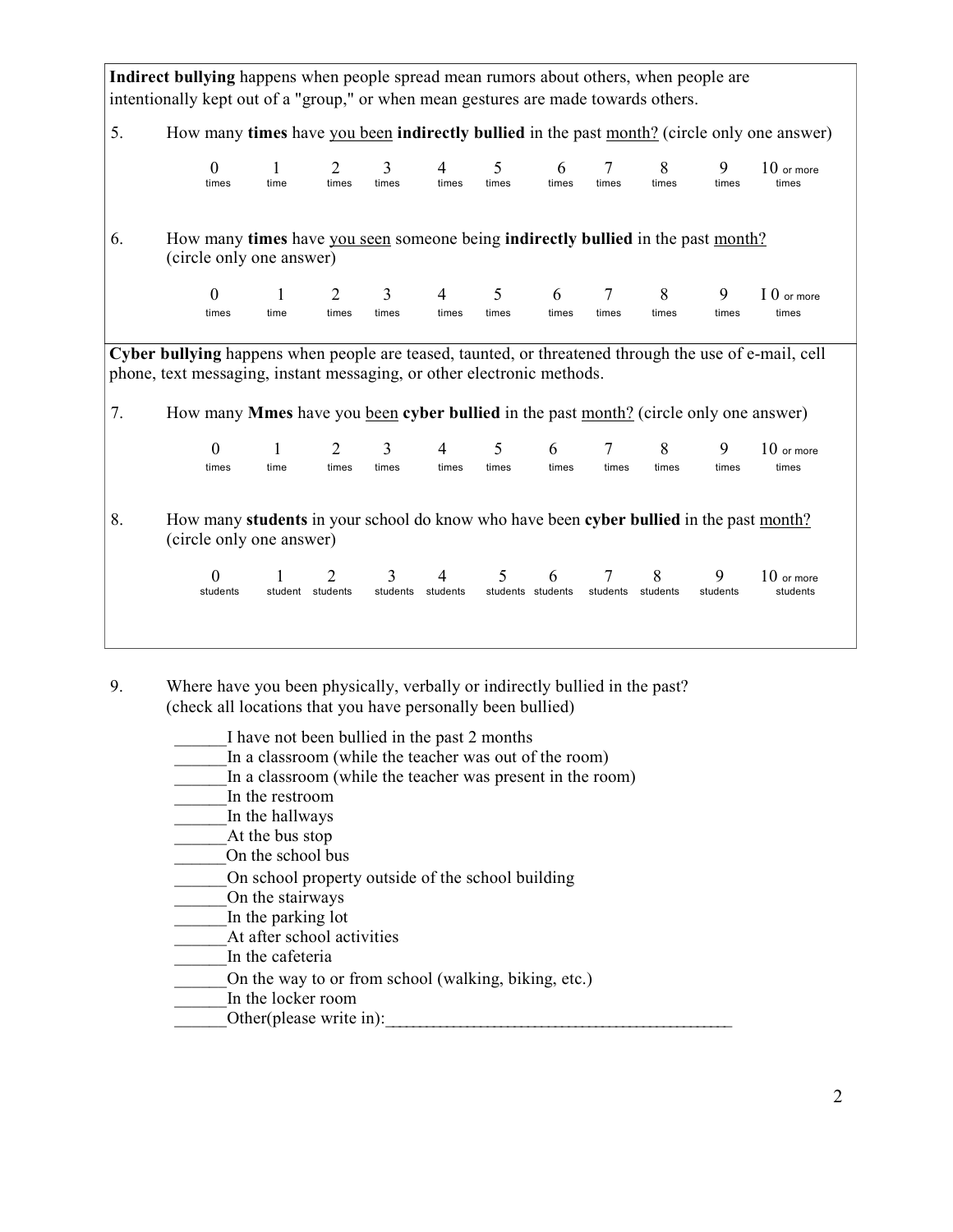**Indirect bullying** happens when people spread mean rumors about others, when people are intentionally kept out of a "group," or when mean gestures are made towards others.

5. How many **times** have you been **indirectly bullied** in the past month? (circle only one answer)

| 0 times | 1 time | 2 times | 3 times | 4 times | 5 times | 6 times | 7 times | 8 times | 9 times | 10 or more times |
|---|---|---|---|---|---|---|---|---|---|---|

6. How many **times** have you seen someone being **indirectly bullied** in the past month? (circle only one answer)

| 0 times | 1 time | 2 times | 3 times | 4 times | 5 times | 6 times | 7 times | 8 times | 9 times | I 0 or more times |
|---|---|---|---|---|---|---|---|---|---|---|

**Cyber bullying** happens when people are teased, taunted, or threatened through the use of e-mail, cell phone, text messaging, instant messaging, or other electronic methods.

7. How many **Mmes** have you been **cyber bullied** in the past month? (circle only one answer)

| 0 times | 1 time | 2 times | 3 times | 4 times | 5 times | 6 times | 7 times | 8 times | 9 times | 10 or more times |
|---|---|---|---|---|---|---|---|---|---|---|

8. How many **students** in your school do know who have been **cyber bullied** in the past month? (circle only one answer)

| 0 students | 1 student | 2 students | 3 students | 4 students | 5 students | 6 students | 7 students | 8 students | 9 students | 10 or more students |
|---|---|---|---|---|---|---|---|---|---|---|

9. Where have you been physically, verbally or indirectly bullied in the past? (check all locations that you have personally been bullied)

______I have not been bullied in the past 2 months
______In a classroom (while the teacher was out of the room)
______In a classroom (while the teacher was present in the room)
______In the restroom
______In the hallways
______At the bus stop
______On the school bus
______On school property outside of the school building
______On the stairways
______In the parking lot
______At after school activities
______In the cafeteria
______On the way to or from school (walking, biking, etc.)
______In the locker room
______Other(please write in):_______________________________________________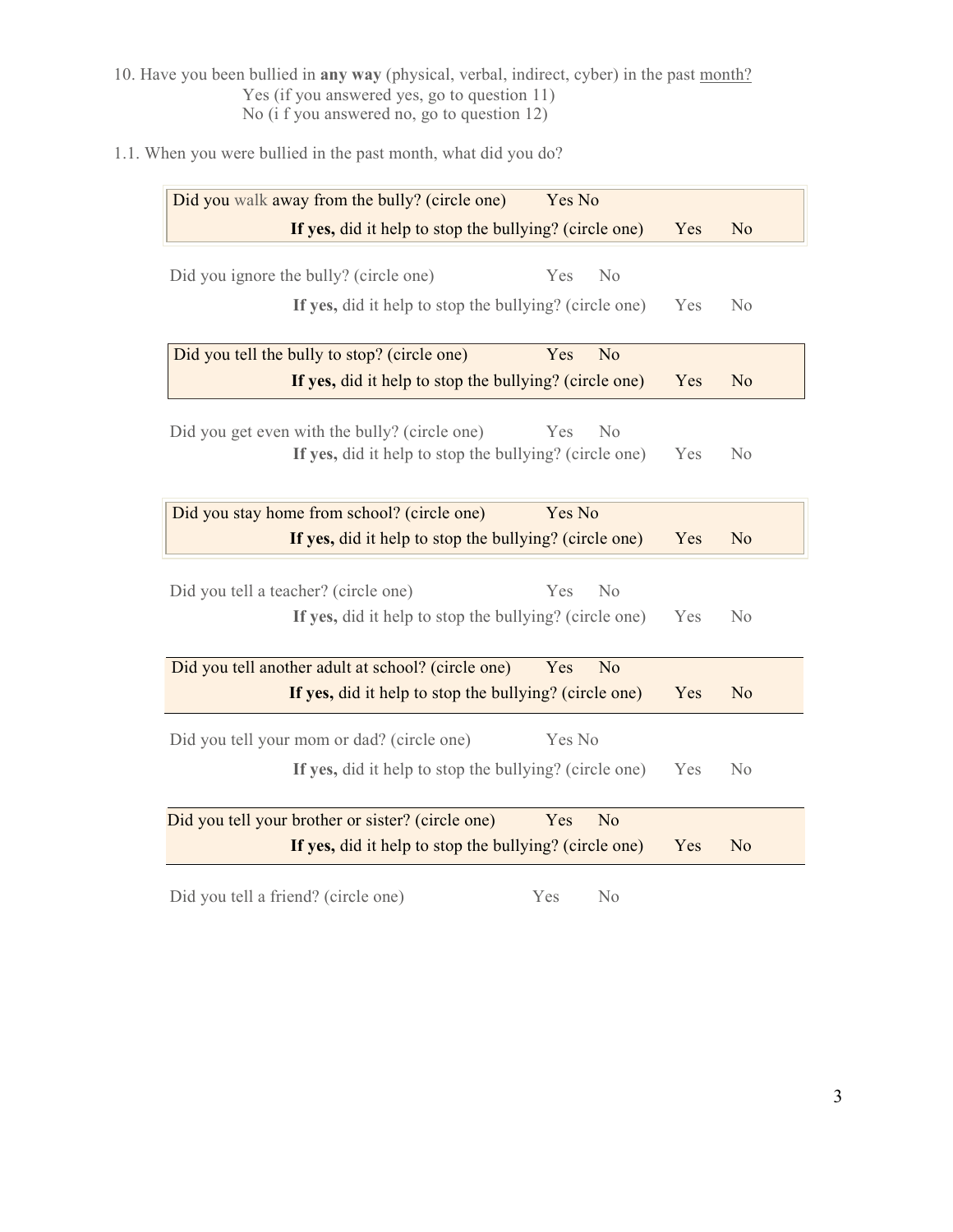10. Have you been bullied in **any way** (physical, verbal, indirect, cyber) in the past month?
    Yes (if you answered yes, go to question 11)
    No (i f you answered no, go to question 12)

1.1. When you were bullied in the past month, what did you do?

| | | | | |
|---|---|---|---|---|
| Did you walk away from the bully? (circle one) | Yes No | | | |
| | | **If yes,** did it help to stop the bullying? (circle one) | Yes | No |
| Did you ignore the bully? (circle one) | Yes No | | | |
| | | **If yes,** did it help to stop the bullying? (circle one) | Yes | No |
| Did you tell the bully to stop? (circle one) | Yes No | | | |
| | | **If yes,** did it help to stop the bullying? (circle one) | Yes | No |
| Did you get even with the bully? (circle one) | Yes No | | | |
| | | **If yes,** did it help to stop the bullying? (circle one) | Yes | No |
| Did you stay home from school? (circle one) | Yes No | | | |
| | | **If yes,** did it help to stop the bullying? (circle one) | Yes | No |
| Did you tell a teacher? (circle one) | Yes No | | | |
| | | **If yes,** did it help to stop the bullying? (circle one) | Yes | No |
| Did you tell another adult at school? (circle one) | Yes No | | | |
| | | **If yes,** did it help to stop the bullying? (circle one) | Yes | No |
| Did you tell your mom or dad? (circle one) | Yes No | | | |
| | | **If yes,** did it help to stop the bullying? (circle one) | Yes | No |
| Did you tell your brother or sister? (circle one) | Yes No | | | |
| | | **If yes,** did it help to stop the bullying? (circle one) | Yes | No |
| Did you tell a friend? (circle one) | Yes No | | | |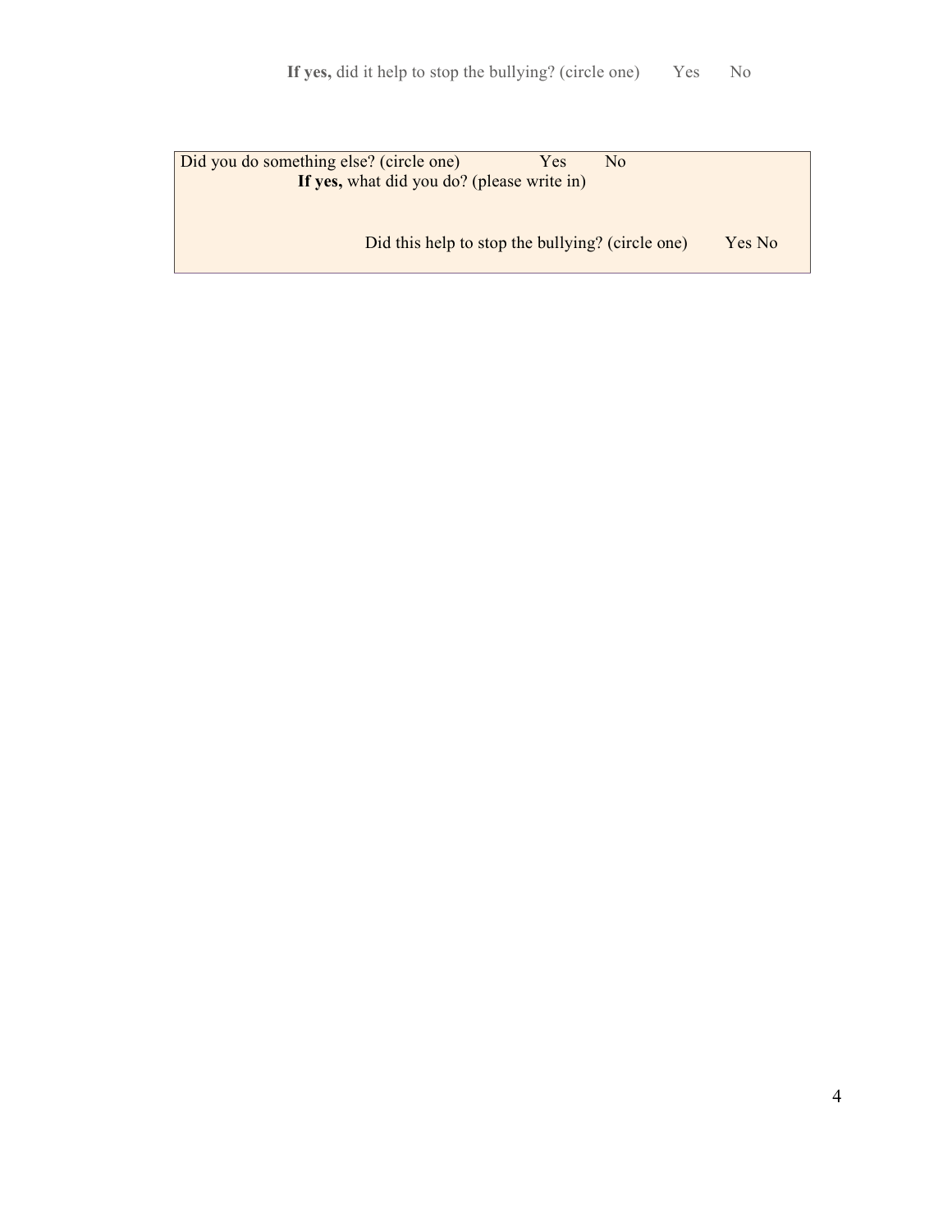**If yes,** did it help to stop the bullying? (circle one) Yes No

Did you do something else? (circle one) Yes No

**If yes,** what did you do? (please write in)

Did this help to stop the bullying? (circle one) Yes No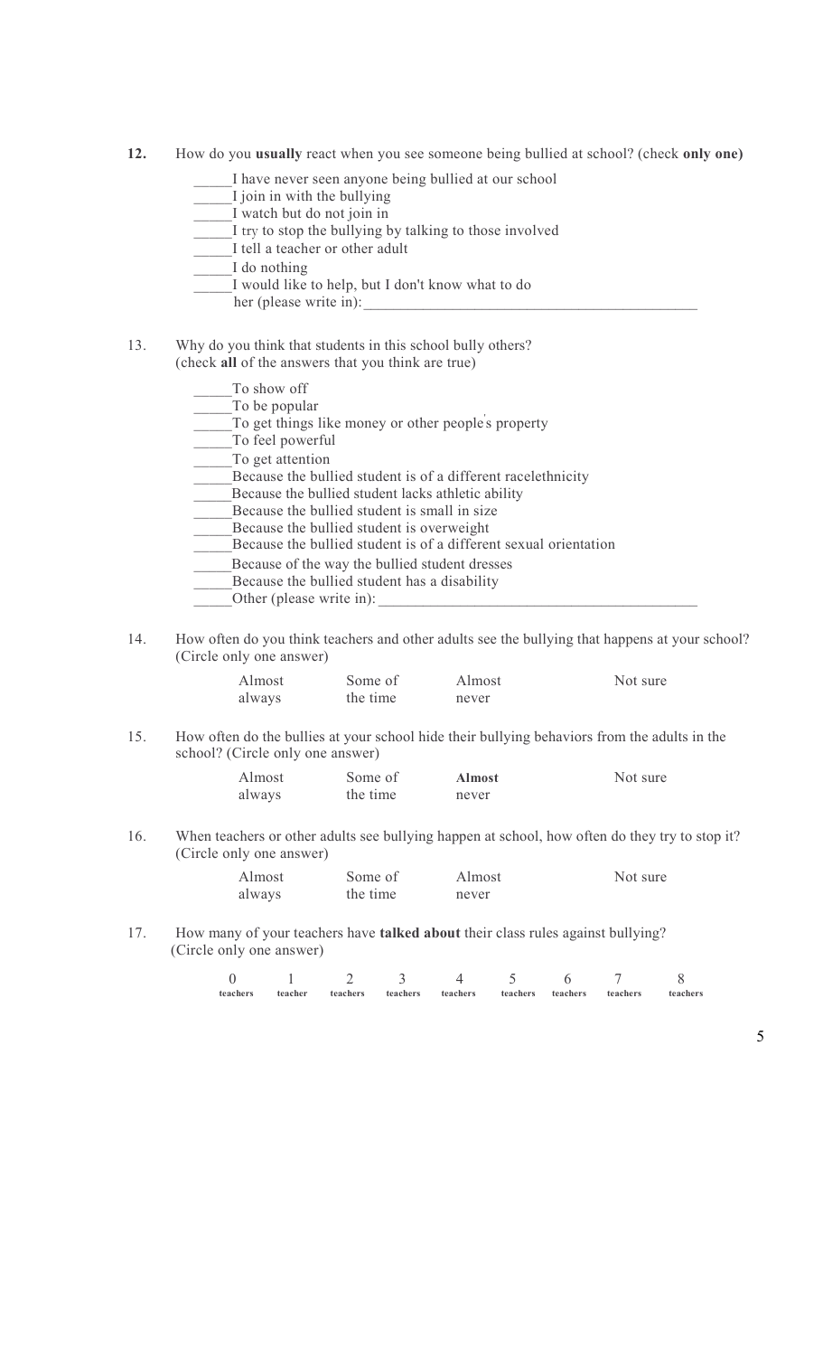**12.** How do you **usually** react when you see someone being bullied at school? (check **only one)**

_____I have never seen anyone being bullied at our school
_____I join in with the bullying
_____I watch but do not join in
_____I try to stop the bullying by talking to those involved
_____I tell a teacher or other adult
_____I do nothing
_____I would like to help, but I don't know what to do
her (please write in):_______________________________________________

13. Why do you think that students in this school bully others?
(check **all** of the answers that you think are true)

_____To show off
_____To be popular
_____To get things like money or other people's property
_____To feel powerful
_____To get attention
_____Because the bullied student is of a different racelethnicity
_____Because the bullied student lacks athletic ability
_____Because the bullied student is small in size
_____Because the bullied student is overweight
_____Because the bullied student is of a different sexual orientation
_____Because of the way the bullied student dresses
_____Because the bullied student has a disability
_____Other (please write in): ____________________________________________

14. How often do you think teachers and other adults see the bullying that happens at your school? (Circle only one answer)

Almost always    Some of the time    Almost never    Not sure

15. How often do the bullies at your school hide their bullying behaviors from the adults in the school? (Circle only one answer)

Almost always    Some of the time    **Almost** never    Not sure

16. When teachers or other adults see bullying happen at school, how often do they try to stop it? (Circle only one answer)

Almost always    Some of the time    Almost never    Not sure

17. How many of your teachers have **talked about** their class rules against bullying? (Circle only one answer)

0 **teachers**    1 **teacher**    2 **teachers**    3 **teachers**    4 **teachers**    5 **teachers**    6 **teachers**    7 **teachers**    8 **teachers**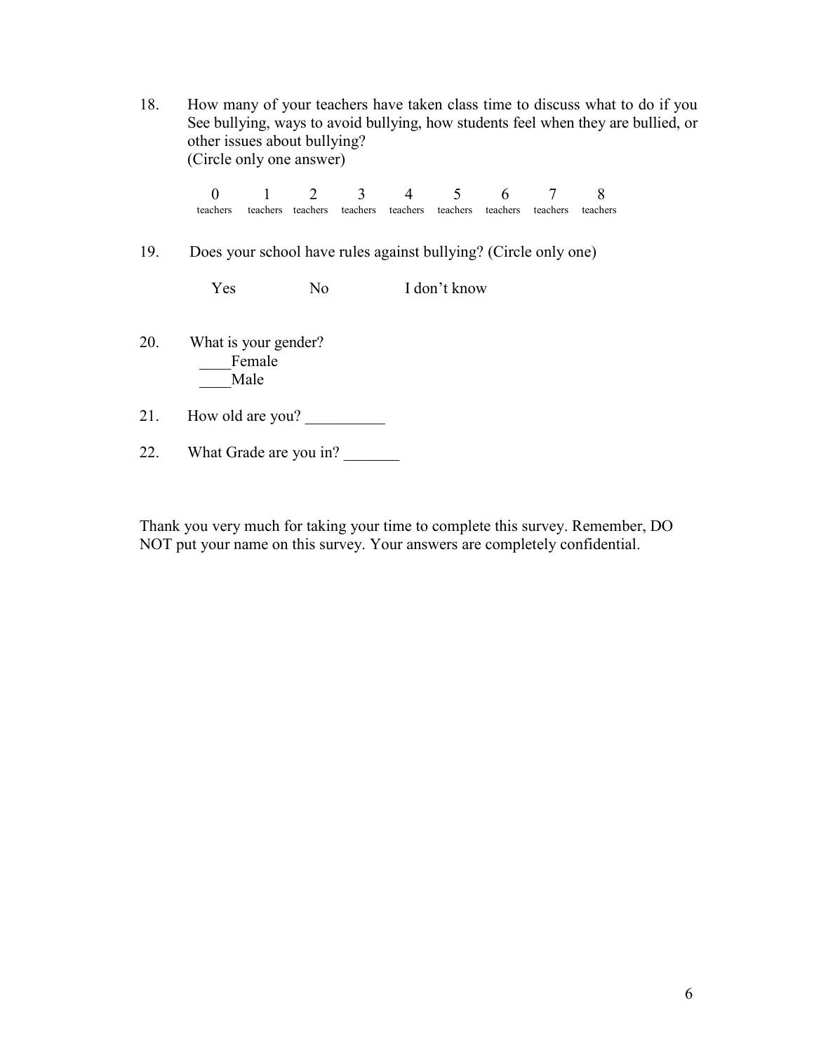18. How many of your teachers have taken class time to discuss what to do if you See bullying, ways to avoid bullying, how students feel when they are bullied, or other issues about bullying?
(Circle only one answer)

| 0 | 1 | 2 | 3 | 4 | 5 | 6 | 7 | 8 |
|---|---|---|---|---|---|---|---|---|
| teachers | teachers | teachers | teachers | teachers | teachers | teachers | teachers | teachers |

19. Does your school have rules against bullying? (Circle only one)

Yes No I don't know

20. What is your gender?
____Female
____Male

21. How old are you? __________

22. What Grade are you in? _______

Thank you very much for taking your time to complete this survey. Remember, DO NOT put your name on this survey. Your answers are completely confidential.